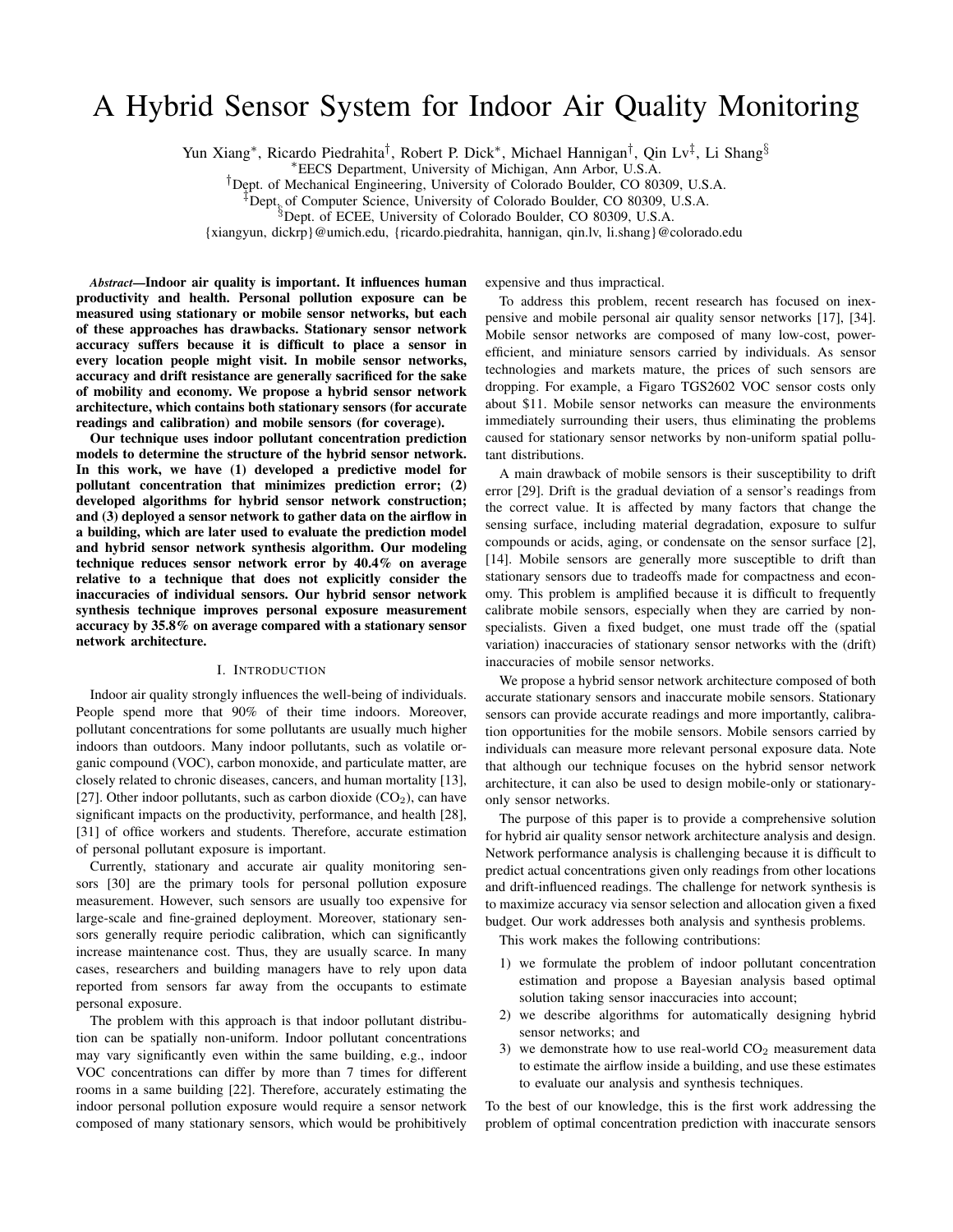# A Hybrid Sensor System for Indoor Air Quality Monitoring

Yun Xiang*, Ricardo Piedrahita†, Robert P. Dick*, Michael Hannigan†, Qin Lv‡, Li Shang§

*EECS Department, University of Michigan, Ann Arbor, U.S.A.

†Dept. of Mechanical Engineering, University of Colorado Boulder, CO 80309, U.S.A.

‡Dept. of Computer Science, University of Colorado Boulder, CO 80309, U.S.A.

§Dept. of ECEE, University of Colorado Boulder, CO 80309, U.S.A.

{xiangyun, dickrp}@umich.edu, {ricardo.piedrahita, hannigan, qin.lv, li.shang}@colorado.edu

***Abstract*—Indoor air quality is important. It influences human productivity and health. Personal pollution exposure can be measured using stationary or mobile sensor networks, but each of these approaches has drawbacks. Stationary sensor network accuracy suffers because it is difficult to place a sensor in every location people might visit. In mobile sensor networks, accuracy and drift resistance are generally sacrificed for the sake of mobility and economy. We propose a hybrid sensor network architecture, which contains both stationary sensors (for accurate readings and calibration) and mobile sensors (for coverage).**

**Our technique uses indoor pollutant concentration prediction models to determine the structure of the hybrid sensor network. In this work, we have (1) developed a predictive model for pollutant concentration that minimizes prediction error; (2) developed algorithms for hybrid sensor network construction; and (3) deployed a sensor network to gather data on the airflow in a building, which are later used to evaluate the prediction model and hybrid sensor network synthesis algorithm. Our modeling technique reduces sensor network error by 40.4% on average relative to a technique that does not explicitly consider the inaccuracies of individual sensors. Our hybrid sensor network synthesis technique improves personal exposure measurement accuracy by 35.8% on average compared with a stationary sensor network architecture.**

## I. Introduction

Indoor air quality strongly influences the well-being of individuals. People spend more that 90% of their time indoors. Moreover, pollutant concentrations for some pollutants are usually much higher indoors than outdoors. Many indoor pollutants, such as volatile organic compound (VOC), carbon monoxide, and particulate matter, are closely related to chronic diseases, cancers, and human mortality [13], [27]. Other indoor pollutants, such as carbon dioxide ($CO_2$), can have significant impacts on the productivity, performance, and health [28], [31] of office workers and students. Therefore, accurate estimation of personal pollutant exposure is important.

Currently, stationary and accurate air quality monitoring sensors [30] are the primary tools for personal pollution exposure measurement. However, such sensors are usually too expensive for large-scale and fine-grained deployment. Moreover, stationary sensors generally require periodic calibration, which can significantly increase maintenance cost. Thus, they are usually scarce. In many cases, researchers and building managers have to rely upon data reported from sensors far away from the occupants to estimate personal exposure.

The problem with this approach is that indoor pollutant distribution can be spatially non-uniform. Indoor pollutant concentrations may vary significantly even within the same building, e.g., indoor VOC concentrations can differ by more than 7 times for different rooms in a same building [22]. Therefore, accurately estimating the indoor personal pollution exposure would require a sensor network composed of many stationary sensors, which would be prohibitively expensive and thus impractical.

To address this problem, recent research has focused on inexpensive and mobile personal air quality sensor networks [17], [34]. Mobile sensor networks are composed of many low-cost, power-efficient, and miniature sensors carried by individuals. As sensor technologies and markets mature, the prices of such sensors are dropping. For example, a Figaro TGS2602 VOC sensor costs only about \$11. Mobile sensor networks can measure the environments immediately surrounding their users, thus eliminating the problems caused for stationary sensor networks by non-uniform spatial pollutant distributions.

A main drawback of mobile sensors is their susceptibility to drift error [29]. Drift is the gradual deviation of a sensor's readings from the correct value. It is affected by many factors that change the sensing surface, including material degradation, exposure to sulfur compounds or acids, aging, or condensate on the sensor surface [2], [14]. Mobile sensors are generally more susceptible to drift than stationary sensors due to tradeoffs made for compactness and economy. This problem is amplified because it is difficult to frequently calibrate mobile sensors, especially when they are carried by non-specialists. Given a fixed budget, one must trade off the (spatial variation) inaccuracies of stationary sensor networks with the (drift) inaccuracies of mobile sensor networks.

We propose a hybrid sensor network architecture composed of both accurate stationary sensors and inaccurate mobile sensors. Stationary sensors can provide accurate readings and more importantly, calibration opportunities for the mobile sensors. Mobile sensors carried by individuals can measure more relevant personal exposure data. Note that although our technique focuses on the hybrid sensor network architecture, it can also be used to design mobile-only or stationary-only sensor networks.

The purpose of this paper is to provide a comprehensive solution for hybrid air quality sensor network architecture analysis and design. Network performance analysis is challenging because it is difficult to predict actual concentrations given only readings from other locations and drift-influenced readings. The challenge for network synthesis is to maximize accuracy via sensor selection and allocation given a fixed budget. Our work addresses both analysis and synthesis problems.

This work makes the following contributions:

1) we formulate the problem of indoor pollutant concentration estimation and propose a Bayesian analysis based optimal solution taking sensor inaccuracies into account;
2) we describe algorithms for automatically designing hybrid sensor networks; and
3) we demonstrate how to use real-world $CO_2$ measurement data to estimate the airflow inside a building, and use these estimates to evaluate our analysis and synthesis techniques.

To the best of our knowledge, this is the first work addressing the problem of optimal concentration prediction with inaccurate sensors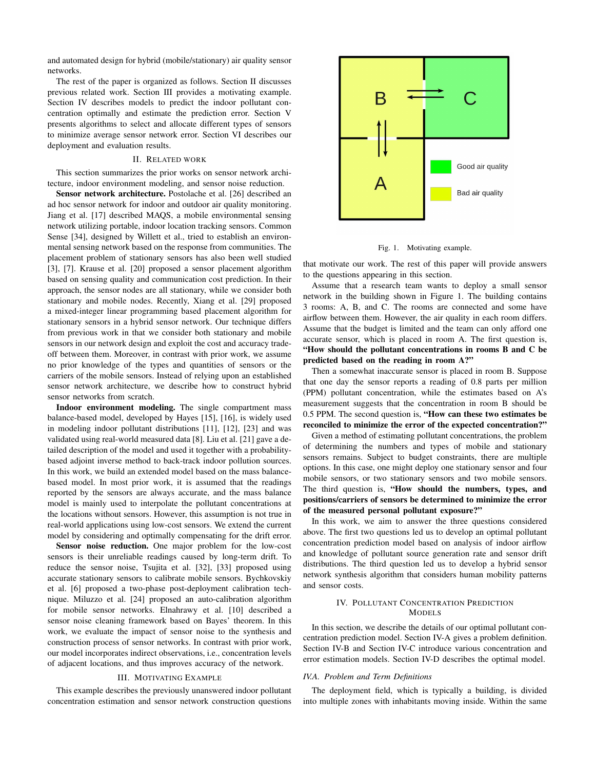and automated design for hybrid (mobile/stationary) air quality sensor networks.

The rest of the paper is organized as follows. Section II discusses previous related work. Section III provides a motivating example. Section IV describes models to predict the indoor pollutant concentration optimally and estimate the prediction error. Section V presents algorithms to select and allocate different types of sensors to minimize average sensor network error. Section VI describes our deployment and evaluation results.

## II. Related Work

This section summarizes the prior works on sensor network architecture, indoor environment modeling, and sensor noise reduction.

**Sensor network architecture.** Postolache et al. [26] described an ad hoc sensor network for indoor and outdoor air quality monitoring. Jiang et al. [17] described MAQS, a mobile environmental sensing network utilizing portable, indoor location tracking sensors. Common Sense [34], designed by Willett et al., tried to establish an environmental sensing network based on the response from communities. The placement problem of stationary sensors has also been well studied [3], [7]. Krause et al. [20] proposed a sensor placement algorithm based on sensing quality and communication cost prediction. In their approach, the sensor nodes are all stationary, while we consider both stationary and mobile nodes. Recently, Xiang et al. [29] proposed a mixed-integer linear programming based placement algorithm for stationary sensors in a hybrid sensor network. Our technique differs from previous work in that we consider both stationary and mobile sensors in our network design and exploit the cost and accuracy trade-off between them. Moreover, in contrast with prior work, we assume no prior knowledge of the types and quantities of sensors or the carriers of the mobile sensors. Instead of relying upon an established sensor network architecture, we describe how to construct hybrid sensor networks from scratch.

**Indoor environment modeling.** The single compartment mass balance-based model, developed by Hayes [15], [16], is widely used in modeling indoor pollutant distributions [11], [12], [23] and was validated using real-world measured data [8]. Liu et al. [21] gave a detailed description of the model and used it together with a probability-based adjoint inverse method to back-track indoor pollution sources. In this work, we build an extended model based on the mass balance-based model. In most prior work, it is assumed that the readings reported by the sensors are always accurate, and the mass balance model is mainly used to interpolate the pollutant concentrations at the locations without sensors. However, this assumption is not true in real-world applications using low-cost sensors. We extend the current model by considering and optimally compensating for the drift error.

**Sensor noise reduction.** One major problem for the low-cost sensors is their unreliable readings caused by long-term drift. To reduce the sensor noise, Tsujita et al. [32], [33] proposed using accurate stationary sensors to calibrate mobile sensors. Bychkovskiy et al. [6] proposed a two-phase post-deployment calibration technique. Miluzzo et al. [24] proposed an auto-calibration algorithm for mobile sensor networks. Elnahrawy et al. [10] described a sensor noise cleaning framework based on Bayes' theorem. In this work, we evaluate the impact of sensor noise to the synthesis and construction process of sensor networks. In contrast with prior work, our model incorporates indirect observations, i.e., concentration levels of adjacent locations, and thus improves accuracy of the network.

## III. Motivating Example

This example describes the previously unanswered indoor pollutant concentration estimation and sensor network construction questions that motivate our work. The rest of this paper will provide answers to the questions appearing in this section.

Fig. 1. Motivating example.

Assume that a research team wants to deploy a small sensor network in the building shown in Figure 1. The building contains 3 rooms: A, B, and C. The rooms are connected and some have airflow between them. However, the air quality in each room differs. Assume that the budget is limited and the team can only afford one accurate sensor, which is placed in room A. The first question is, **"How should the pollutant concentrations in rooms B and C be predicted based on the reading in room A?"**

Then a somewhat inaccurate sensor is placed in room B. Suppose that one day the sensor reports a reading of 0.8 parts per million (PPM) pollutant concentration, while the estimates based on A's measurement suggests that the concentration in room B should be 0.5 PPM. The second question is, **"How can these two estimates be reconciled to minimize the error of the expected concentration?"**

Given a method of estimating pollutant concentrations, the problem of determining the numbers and types of mobile and stationary sensors remains. Subject to budget constraints, there are multiple options. In this case, one might deploy one stationary sensor and four mobile sensors, or two stationary sensors and two mobile sensors. The third question is, **"How should the numbers, types, and positions/carriers of sensors be determined to minimize the error of the measured personal pollutant exposure?"**

In this work, we aim to answer the three questions considered above. The first two questions led us to develop an optimal pollutant concentration prediction model based on analysis of indoor airflow and knowledge of pollutant source generation rate and sensor drift distributions. The third question led us to develop a hybrid sensor network synthesis algorithm that considers human mobility patterns and sensor costs.

## IV. Pollutant Concentration Prediction Models

In this section, we describe the details of our optimal pollutant concentration prediction model. Section IV-A gives a problem definition. Section IV-B and Section IV-C introduce various concentration and error estimation models. Section IV-D describes the optimal model.

### IV.A. Problem and Term Definitions

The deployment field, which is typically a building, is divided into multiple zones with inhabitants moving inside. Within the same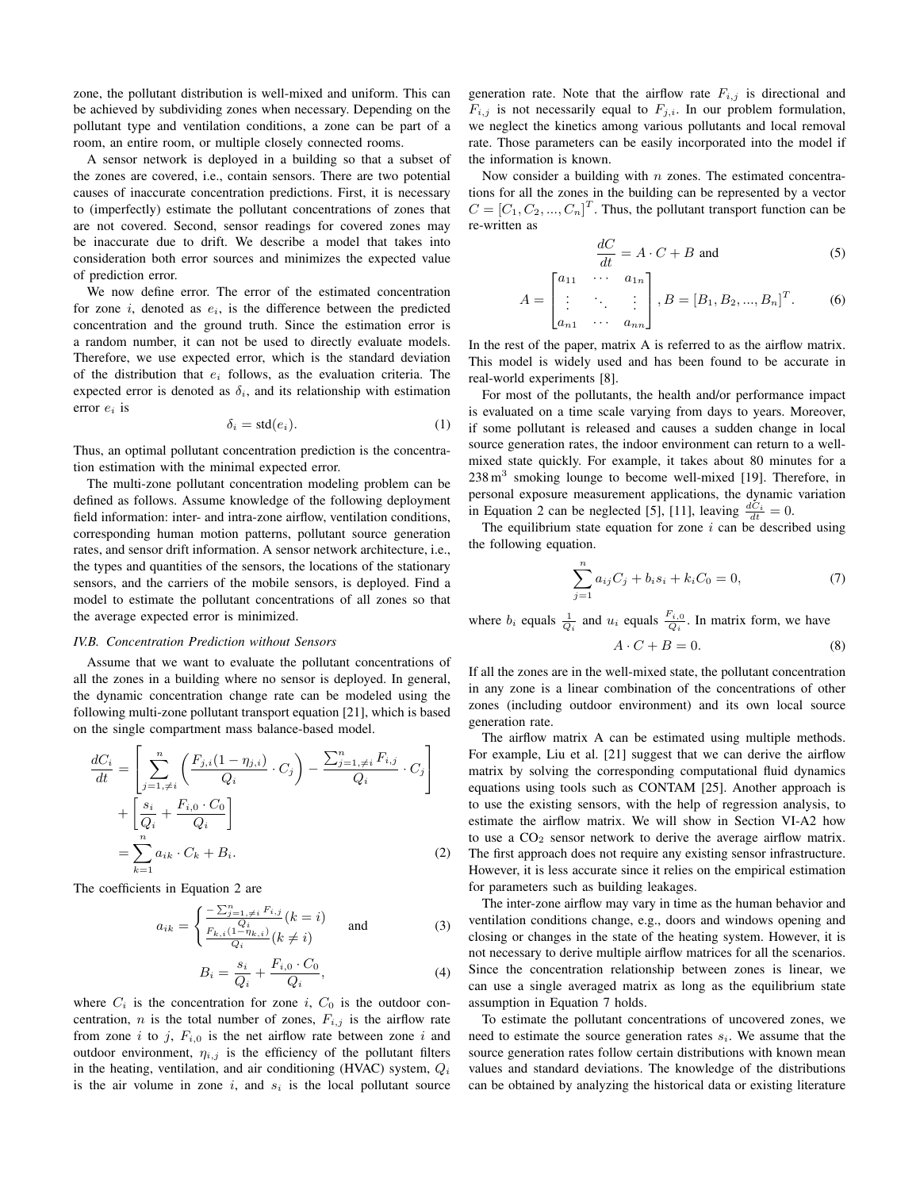zone, the pollutant distribution is well-mixed and uniform. This can be achieved by subdividing zones when necessary. Depending on the pollutant type and ventilation conditions, a zone can be part of a room, an entire room, or multiple closely connected rooms.

A sensor network is deployed in a building so that a subset of the zones are covered, i.e., contain sensors. There are two potential causes of inaccurate concentration predictions. First, it is necessary to (imperfectly) estimate the pollutant concentrations of zones that are not covered. Second, sensor readings for covered zones may be inaccurate due to drift. We describe a model that takes into consideration both error sources and minimizes the expected value of prediction error.

We now define error. The error of the estimated concentration for zone $i$, denoted as $e_i$, is the difference between the predicted concentration and the ground truth. Since the estimation error is a random number, it can not be used to directly evaluate models. Therefore, we use expected error, which is the standard deviation of the distribution that $e_i$ follows, as the evaluation criteria. The expected error is denoted as $\delta_i$, and its relationship with estimation error $e_i$ is

$$\delta_i = \text{std}(e_i). \tag{1}$$

Thus, an optimal pollutant concentration prediction is the concentration estimation with the minimal expected error.

The multi-zone pollutant concentration modeling problem can be defined as follows. Assume knowledge of the following deployment field information: inter- and intra-zone airflow, ventilation conditions, corresponding human motion patterns, pollutant source generation rates, and sensor drift information. A sensor network architecture, i.e., the types and quantities of the sensors, the locations of the stationary sensors, and the carriers of the mobile sensors, is deployed. Find a model to estimate the pollutant concentrations of all zones so that the average expected error is minimized.

### IV.B. Concentration Prediction without Sensors

Assume that we want to evaluate the pollutant concentrations of all the zones in a building where no sensor is deployed. In general, the dynamic concentration change rate can be modeled using the following multi-zone pollutant transport equation [21], which is based on the single compartment mass balance-based model.

$$\begin{aligned}\frac{dC_i}{dt} &= \left[\sum_{j=1,\neq i}^{n}\left(\frac{F_{j,i}(1-\eta_{j,i})}{Q_i}\cdot C_j\right) - \frac{\sum_{j=1,\neq i}^{n} F_{i,j}}{Q_i}\cdot C_j\right] \\ &\quad + \left[\frac{s_i}{Q_i} + \frac{F_{i,0}\cdot C_0}{Q_i}\right] \\ &= \sum_{k=1}^{n} a_{ik}\cdot C_k + B_i. \end{aligned} \tag{2}$$

The coefficients in Equation 2 are

$$a_{ik} = \begin{cases} \frac{-\sum_{j=1,\neq i}^{n} F_{i,j}}{Q_i} (k = i) \\ \frac{F_{k,i}(1-\eta_{k,i})}{Q_i} (k \neq i) \end{cases} \quad \text{and} \tag{3}$$

$$B_i = \frac{s_i}{Q_i} + \frac{F_{i,0}\cdot C_0}{Q_i}, \tag{4}$$

where $C_i$ is the concentration for zone $i$, $C_0$ is the outdoor concentration, $n$ is the total number of zones, $F_{i,j}$ is the airflow rate from zone $i$ to $j$, $F_{i,0}$ is the net airflow rate between zone $i$ and outdoor environment, $\eta_{i,j}$ is the efficiency of the pollutant filters in the heating, ventilation, and air conditioning (HVAC) system, $Q_i$ is the air volume in zone $i$, and $s_i$ is the local pollutant source generation rate. Note that the airflow rate $F_{i,j}$ is directional and $F_{i,j}$ is not necessarily equal to $F_{j,i}$. In our problem formulation, we neglect the kinetics among various pollutants and local removal rate. Those parameters can be easily incorporated into the model if the information is known.

Now consider a building with $n$ zones. The estimated concentrations for all the zones in the building can be represented by a vector $C = [C_1, C_2, ..., C_n]^T$. Thus, the pollutant transport function can be re-written as

$$\frac{dC}{dt} = A\cdot C + B \text{ and} \tag{5}$$

$$A = \begin{bmatrix} a_{11} & \cdots & a_{1n} \\ \vdots & \ddots & \vdots \\ a_{n1} & \cdots & a_{nn} \end{bmatrix}, B = [B_1, B_2, ..., B_n]^T. \tag{6}$$

In the rest of the paper, matrix A is referred to as the airflow matrix. This model is widely used and has been found to be accurate in real-world experiments [8].

For most of the pollutants, the health and/or performance impact is evaluated on a time scale varying from days to years. Moreover, if some pollutant is released and causes a sudden change in local source generation rates, the indoor environment can return to a well-mixed state quickly. For example, it takes about 80 minutes for a $238\,\text{m}^3$ smoking lounge to become well-mixed [19]. Therefore, in personal exposure measurement applications, the dynamic variation in Equation 2 can be neglected [5], [11], leaving $\frac{dC_i}{dt} = 0$.

The equilibrium state equation for zone $i$ can be described using the following equation.

$$\sum_{j=1}^{n} a_{ij}C_j + b_i s_i + k_i C_0 = 0, \tag{7}$$

where $b_i$ equals $\frac{1}{Q_i}$ and $u_i$ equals $\frac{F_{i,0}}{Q_i}$. In matrix form, we have

$$A\cdot C + B = 0. \tag{8}$$

If all the zones are in the well-mixed state, the pollutant concentration in any zone is a linear combination of the concentrations of other zones (including outdoor environment) and its own local source generation rate.

The airflow matrix A can be estimated using multiple methods. For example, Liu et al. [21] suggest that we can derive the airflow matrix by solving the corresponding computational fluid dynamics equations using tools such as CONTAM [25]. Another approach is to use the existing sensors, with the help of regression analysis, to estimate the airflow matrix. We will show in Section VI-A2 how to use a $CO_2$ sensor network to derive the average airflow matrix. The first approach does not require any existing sensor infrastructure. However, it is less accurate since it relies on the empirical estimation for parameters such as building leakages.

The inter-zone airflow may vary in time as the human behavior and ventilation conditions change, e.g., doors and windows opening and closing or changes in the state of the heating system. However, it is not necessary to derive multiple airflow matrices for all the scenarios. Since the concentration relationship between zones is linear, we can use a single averaged matrix as long as the equilibrium state assumption in Equation 7 holds.

To estimate the pollutant concentrations of uncovered zones, we need to estimate the source generation rates $s_i$. We assume that the source generation rates follow certain distributions with known mean values and standard deviations. The knowledge of the distributions can be obtained by analyzing the historical data or existing literature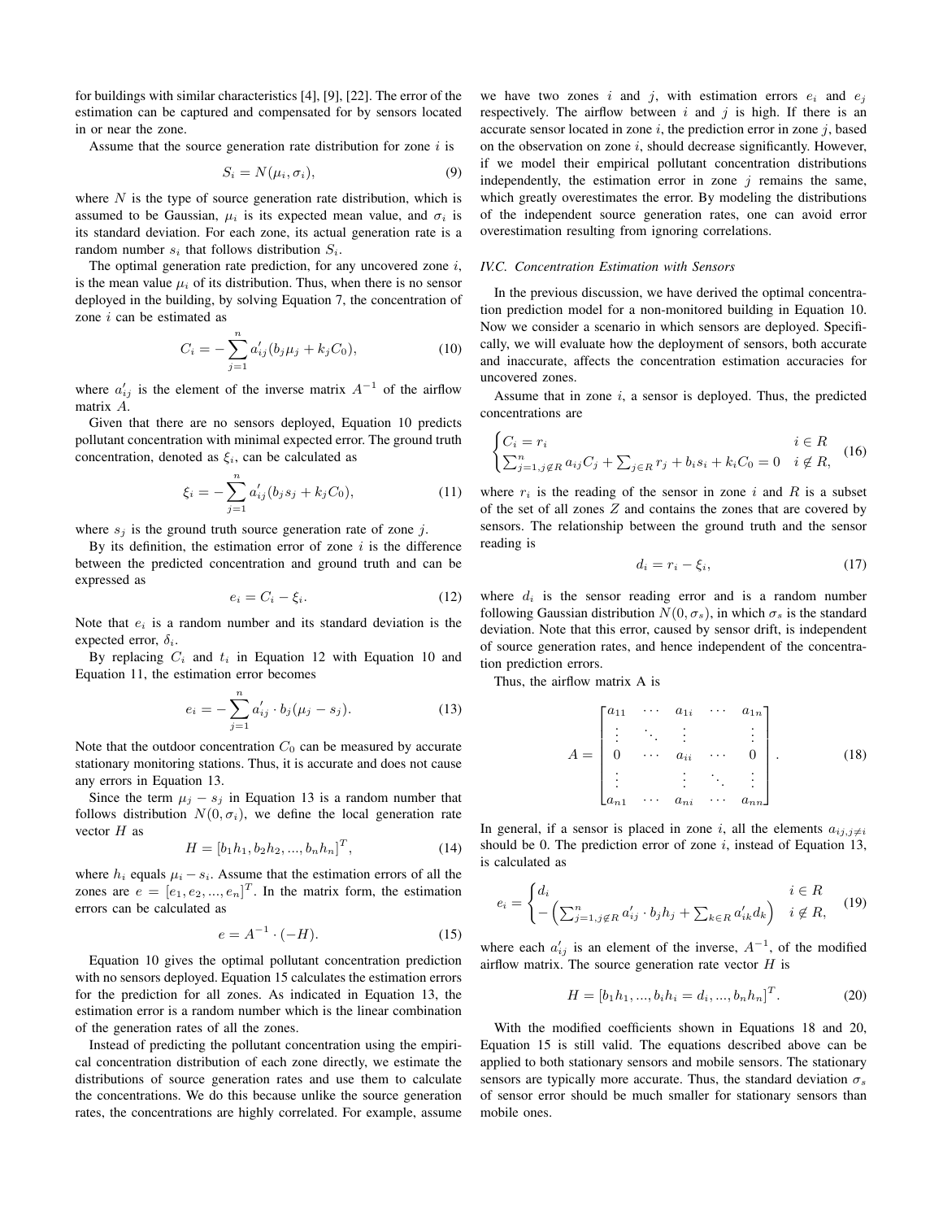for buildings with similar characteristics [4], [9], [22]. The error of the estimation can be captured and compensated for by sensors located in or near the zone.

Assume that the source generation rate distribution for zone $i$ is

$$S_i = N(\mu_i, \sigma_i), \tag{9}$$

where $N$ is the type of source generation rate distribution, which is assumed to be Gaussian, $\mu_i$ is its expected mean value, and $\sigma_i$ is its standard deviation. For each zone, its actual generation rate is a random number $s_i$ that follows distribution $S_i$.

The optimal generation rate prediction, for any uncovered zone $i$, is the mean value $\mu_i$ of its distribution. Thus, when there is no sensor deployed in the building, by solving Equation 7, the concentration of zone $i$ can be estimated as

$$C_i = -\sum_{j=1}^{n} a'_{ij}(b_j\mu_j + k_jC_0), \tag{10}$$

where $a'_{ij}$ is the element of the inverse matrix $A^{-1}$ of the airflow matrix $A$.

Given that there are no sensors deployed, Equation 10 predicts pollutant concentration with minimal expected error. The ground truth concentration, denoted as $\xi_i$, can be calculated as

$$\xi_i = -\sum_{j=1}^{n} a'_{ij}(b_js_j + k_jC_0), \tag{11}$$

where $s_j$ is the ground truth source generation rate of zone $j$.

By its definition, the estimation error of zone $i$ is the difference between the predicted concentration and ground truth and can be expressed as

$$e_i = C_i - \xi_i. \tag{12}$$

Note that $e_i$ is a random number and its standard deviation is the expected error, $\delta_i$.

By replacing $C_i$ and $t_i$ in Equation 12 with Equation 10 and Equation 11, the estimation error becomes

$$e_i = -\sum_{j=1}^{n} a'_{ij} \cdot b_j(\mu_j - s_j). \tag{13}$$

Note that the outdoor concentration $C_0$ can be measured by accurate stationary monitoring stations. Thus, it is accurate and does not cause any errors in Equation 13.

Since the term $\mu_j - s_j$ in Equation 13 is a random number that follows distribution $N(0, \sigma_i)$, we define the local generation rate vector $H$ as

$$H = [b_1h_1, b_2h_2, ..., b_nh_n]^T, \tag{14}$$

where $h_i$ equals $\mu_i - s_i$. Assume that the estimation errors of all the zones are $e = [e_1, e_2, ..., e_n]^T$. In the matrix form, the estimation errors can be calculated as

$$e = A^{-1} \cdot (-H). \tag{15}$$

Equation 10 gives the optimal pollutant concentration prediction with no sensors deployed. Equation 15 calculates the estimation errors for the prediction for all zones. As indicated in Equation 13, the estimation error is a random number which is the linear combination of the generation rates of all the zones.

Instead of predicting the pollutant concentration using the empirical concentration distribution of each zone directly, we estimate the distributions of source generation rates and use them to calculate the concentrations. We do this because unlike the source generation rates, the concentrations are highly correlated. For example, assume we have two zones $i$ and $j$, with estimation errors $e_i$ and $e_j$ respectively. The airflow between $i$ and $j$ is high. If there is an accurate sensor located in zone $i$, the prediction error in zone $j$, based on the observation on zone $i$, should decrease significantly. However, if we model their empirical pollutant concentration distributions independently, the estimation error in zone $j$ remains the same, which greatly overestimates the error. By modeling the distributions of the independent source generation rates, one can avoid error overestimation resulting from ignoring correlations.

### *IV.C. Concentration Estimation with Sensors*

In the previous discussion, we have derived the optimal concentration prediction model for a non-monitored building in Equation 10. Now we consider a scenario in which sensors are deployed. Specifically, we will evaluate how the deployment of sensors, both accurate and inaccurate, affects the concentration estimation accuracies for uncovered zones.

Assume that in zone $i$, a sensor is deployed. Thus, the predicted concentrations are

$$\begin{cases} C_i = r_i & i \in R \\ \sum_{j=1,j\notin R}^{n} a_{ij}C_j + \sum_{j\in R} r_j + b_is_i + k_iC_0 = 0 & i \notin R, \end{cases} \tag{16}$$

where $r_i$ is the reading of the sensor in zone $i$ and $R$ is a subset of the set of all zones $Z$ and contains the zones that are covered by sensors. The relationship between the ground truth and the sensor reading is

$$d_i = r_i - \xi_i, \tag{17}$$

where $d_i$ is the sensor reading error and is a random number following Gaussian distribution $N(0, \sigma_s)$, in which $\sigma_s$ is the standard deviation. Note that this error, caused by sensor drift, is independent of source generation rates, and hence independent of the concentration prediction errors.

Thus, the airflow matrix A is

$$A = \begin{bmatrix} a_{11} & \cdots & a_{1i} & \cdots & a_{1n} \\ \vdots & \ddots & \vdots & & \vdots \\ 0 & \cdots & a_{ii} & \cdots & 0 \\ \vdots & & \vdots & \ddots & \vdots \\ a_{n1} & \cdots & a_{ni} & \cdots & a_{nn} \end{bmatrix}. \tag{18}$$

In general, if a sensor is placed in zone $i$, all the elements $a_{ij,j\neq i}$ should be 0. The prediction error of zone $i$, instead of Equation 13, is calculated as

$$e_i = \begin{cases} d_i & i \in R \\ -\left(\sum_{j=1,j\notin R}^{n} a'_{ij} \cdot b_jh_j + \sum_{k\in R} a'_{ik}d_k\right) & i \notin R, \end{cases} \tag{19}$$

where each $a'_{ij}$ is an element of the inverse, $A^{-1}$, of the modified airflow matrix. The source generation rate vector $H$ is

$$H = [b_1h_1, ..., b_ih_i = d_i, ..., b_nh_n]^T. \tag{20}$$

With the modified coefficients shown in Equations 18 and 20, Equation 15 is still valid. The equations described above can be applied to both stationary sensors and mobile sensors. The stationary sensors are typically more accurate. Thus, the standard deviation $\sigma_s$ of sensor error should be much smaller for stationary sensors than mobile ones.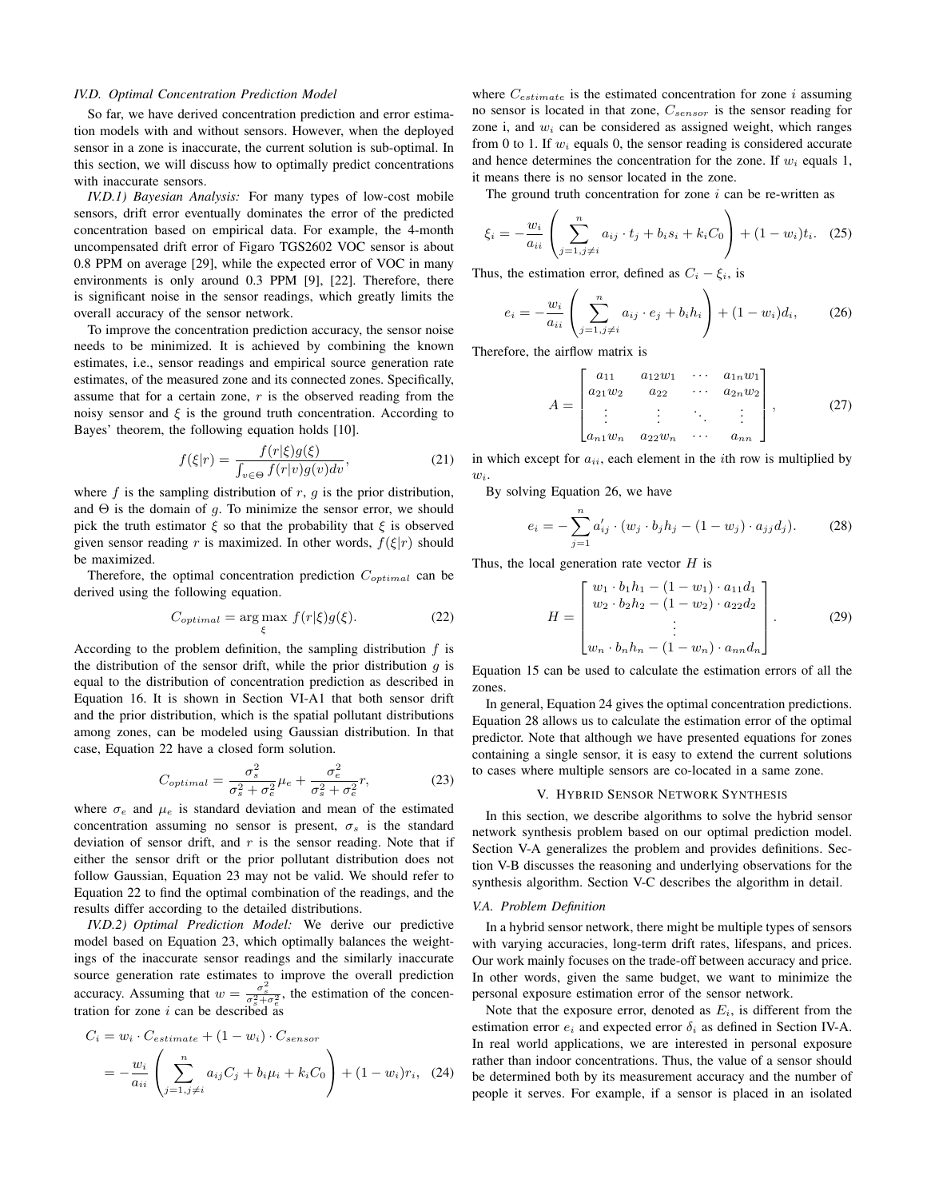### IV.D. Optimal Concentration Prediction Model

So far, we have derived concentration prediction and error estimation models with and without sensors. However, when the deployed sensor in a zone is inaccurate, the current solution is sub-optimal. In this section, we will discuss how to optimally predict concentrations with inaccurate sensors.

*IV.D.1) Bayesian Analysis:* For many types of low-cost mobile sensors, drift error eventually dominates the error of the predicted concentration based on empirical data. For example, the 4-month uncompensated drift error of Figaro TGS2602 VOC sensor is about 0.8 PPM on average [29], while the expected error of VOC in many environments is only around 0.3 PPM [9], [22]. Therefore, there is significant noise in the sensor readings, which greatly limits the overall accuracy of the sensor network.

To improve the concentration prediction accuracy, the sensor noise needs to be minimized. It is achieved by combining the known estimates, i.e., sensor readings and empirical source generation rate estimates, of the measured zone and its connected zones. Specifically, assume that for a certain zone, $r$ is the observed reading from the noisy sensor and $\xi$ is the ground truth concentration. According to Bayes' theorem, the following equation holds [10].

$$f(\xi|r) = \frac{f(r|\xi)g(\xi)}{\int_{v \in \Theta} f(r|v)g(v)dv}, \tag{21}$$

where $f$ is the sampling distribution of $r$, $g$ is the prior distribution, and $\Theta$ is the domain of $g$. To minimize the sensor error, we should pick the truth estimator $\xi$ so that the probability that $\xi$ is observed given sensor reading $r$ is maximized. In other words, $f(\xi|r)$ should be maximized.

Therefore, the optimal concentration prediction $C_{optimal}$ can be derived using the following equation.

$$C_{optimal} = \arg\max_{\xi} f(r|\xi)g(\xi). \tag{22}$$

According to the problem definition, the sampling distribution $f$ is the distribution of the sensor drift, while the prior distribution $g$ is equal to the distribution of concentration prediction as described in Equation 16. It is shown in Section VI-A1 that both sensor drift and the prior distribution, which is the spatial pollutant distributions among zones, can be modeled using Gaussian distribution. In that case, Equation 22 have a closed form solution.

$$C_{optimal} = \frac{\sigma_s^2}{\sigma_s^2 + \sigma_e^2}\mu_e + \frac{\sigma_e^2}{\sigma_s^2 + \sigma_e^2}r, \tag{23}$$

where $\sigma_e$ and $\mu_e$ is standard deviation and mean of the estimated concentration assuming no sensor is present, $\sigma_s$ is the standard deviation of sensor drift, and $r$ is the sensor reading. Note that if either the sensor drift or the prior pollutant distribution does not follow Gaussian, Equation 23 may not be valid. We should refer to Equation 22 to find the optimal combination of the readings, and the results differ according to the detailed distributions.

*IV.D.2) Optimal Prediction Model:* We derive our predictive model based on Equation 23, which optimally balances the weightings of the inaccurate sensor readings and the similarly inaccurate source generation rate estimates to improve the overall prediction accuracy. Assuming that $w = \frac{\sigma_s^2}{\sigma_s^2 + \sigma_e^2}$, the estimation of the concentration for zone $i$ can be described as

$$\begin{aligned} C_i &= w_i \cdot C_{estimate} + (1 - w_i) \cdot C_{sensor} \\ &= -\frac{w_i}{a_{ii}} \left( \sum_{j=1, j \neq i}^{n} a_{ij} C_j + b_i \mu_i + k_i C_0 \right) + (1 - w_i) r_i, \end{aligned} \tag{24}$$

where $C_{estimate}$ is the estimated concentration for zone $i$ assuming no sensor is located in that zone, $C_{sensor}$ is the sensor reading for zone i, and $w_i$ can be considered as assigned weight, which ranges from 0 to 1. If $w_i$ equals 0, the sensor reading is considered accurate and hence determines the concentration for the zone. If $w_i$ equals 1, it means there is no sensor located in the zone.

The ground truth concentration for zone $i$ can be re-written as

$$\xi_i = -\frac{w_i}{a_{ii}} \left( \sum_{j=1, j \neq i}^{n} a_{ij} \cdot t_j + b_i s_i + k_i C_0 \right) + (1 - w_i) t_i. \tag{25}$$

Thus, the estimation error, defined as $C_i - \xi_i$, is

$$e_i = -\frac{w_i}{a_{ii}} \left( \sum_{j=1, j \neq i}^{n} a_{ij} \cdot e_j + b_i h_i \right) + (1 - w_i) d_i, \tag{26}$$

Therefore, the airflow matrix is

$$A = \begin{bmatrix} a_{11} & a_{12} w_1 & \cdots & a_{1n} w_1 \\ a_{21} w_2 & a_{22} & \cdots & a_{2n} w_2 \\ \vdots & \vdots & \ddots & \vdots \\ a_{n1} w_n & a_{22} w_n & \cdots & a_{nn} \end{bmatrix}, \tag{27}$$

in which except for $a_{ii}$, each element in the $i$th row is multiplied by $w_i$.

By solving Equation 26, we have

$$e_i = -\sum_{j=1}^{n} a'_{ij} \cdot (w_j \cdot b_j h_j - (1 - w_j) \cdot a_{jj} d_j). \tag{28}$$

Thus, the local generation rate vector $H$ is

$$H = \begin{bmatrix} w_1 \cdot b_1 h_1 - (1 - w_1) \cdot a_{11} d_1 \\ w_2 \cdot b_2 h_2 - (1 - w_2) \cdot a_{22} d_2 \\ \vdots \\ w_n \cdot b_n h_n - (1 - w_n) \cdot a_{nn} d_n \end{bmatrix}. \tag{29}$$

Equation 15 can be used to calculate the estimation errors of all the zones.

In general, Equation 24 gives the optimal concentration predictions. Equation 28 allows us to calculate the estimation error of the optimal predictor. Note that although we have presented equations for zones containing a single sensor, it is easy to extend the current solutions to cases where multiple sensors are co-located in a same zone.

## V. Hybrid Sensor Network Synthesis

In this section, we describe algorithms to solve the hybrid sensor network synthesis problem based on our optimal prediction model. Section V-A generalizes the problem and provides definitions. Section V-B discusses the reasoning and underlying observations for the synthesis algorithm. Section V-C describes the algorithm in detail.

### V.A. Problem Definition

In a hybrid sensor network, there might be multiple types of sensors with varying accuracies, long-term drift rates, lifespans, and prices. Our work mainly focuses on the trade-off between accuracy and price. In other words, given the same budget, we want to minimize the personal exposure estimation error of the sensor network.

Note that the exposure error, denoted as $E_i$, is different from the estimation error $e_i$ and expected error $\delta_i$ as defined in Section IV-A. In real world applications, we are interested in personal exposure rather than indoor concentrations. Thus, the value of a sensor should be determined both by its measurement accuracy and the number of people it serves. For example, if a sensor is placed in an isolated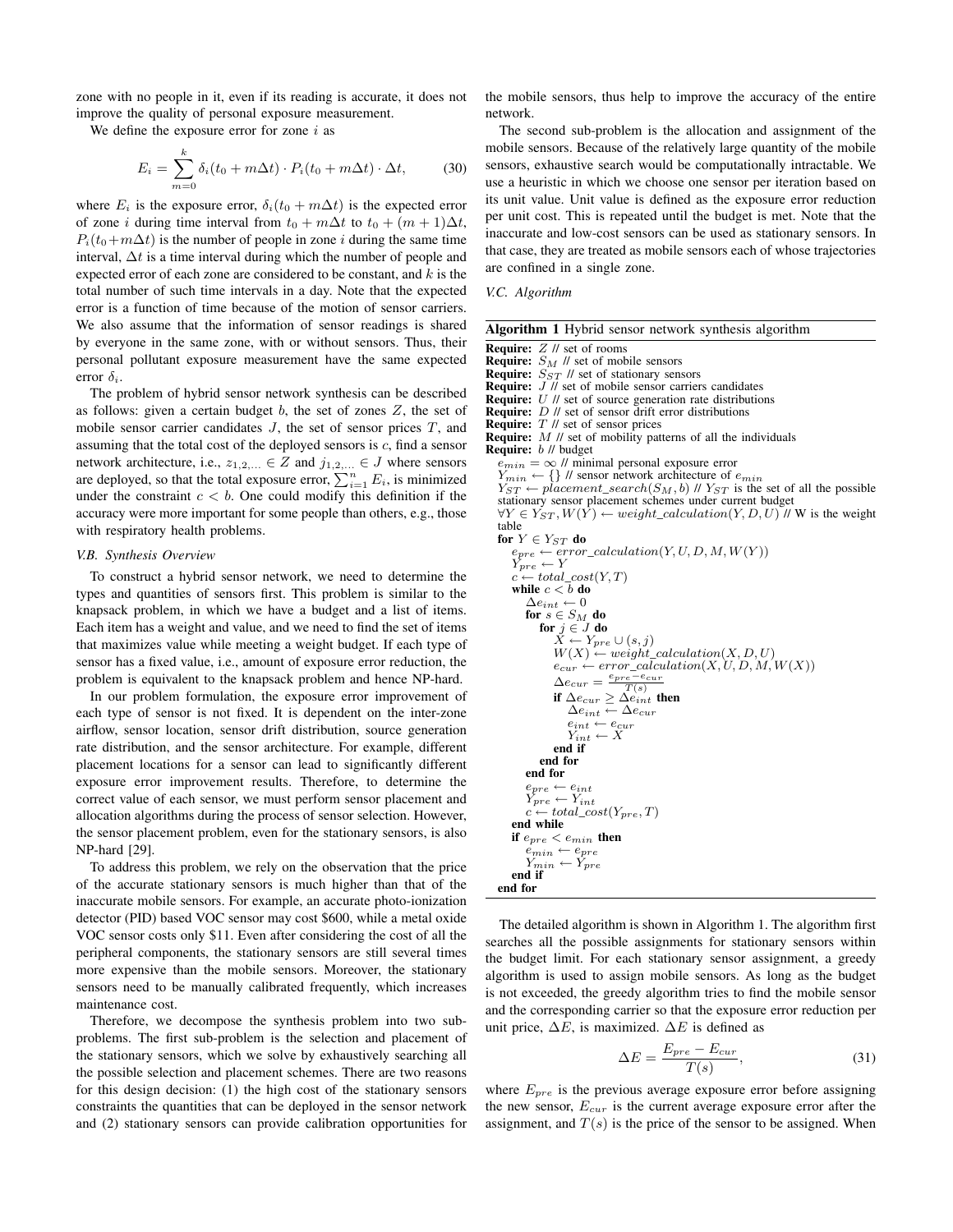zone with no people in it, even if its reading is accurate, it does not improve the quality of personal exposure measurement.

We define the exposure error for zone $i$ as

$$E_i = \sum_{m=0}^{k} \delta_i(t_0 + m\Delta t) \cdot P_i(t_0 + m\Delta t) \cdot \Delta t, \tag{30}$$

where $E_i$ is the exposure error, $\delta_i(t_0 + m\Delta t)$ is the expected error of zone $i$ during time interval from $t_0 + m\Delta t$ to $t_0 + (m+1)\Delta t$, $P_i(t_0 + m\Delta t)$ is the number of people in zone $i$ during the same time interval, $\Delta t$ is a time interval during which the number of people and expected error of each zone are considered to be constant, and $k$ is the total number of such time intervals in a day. Note that the expected error is a function of time because of the motion of sensor carriers. We also assume that the information of sensor readings is shared by everyone in the same zone, with or without sensors. Thus, their personal pollutant exposure measurement have the same expected error $\delta_i$.

The problem of hybrid sensor network synthesis can be described as follows: given a certain budget $b$, the set of zones $Z$, the set of mobile sensor carrier candidates $J$, the set of sensor prices $T$, and assuming that the total cost of the deployed sensors is $c$, find a sensor network architecture, i.e., $z_{1,2,...} \in Z$ and $j_{1,2,...} \in J$ where sensors are deployed, so that the total exposure error, $\sum_{i=1}^{n} E_i$, is minimized under the constraint $c < b$. One could modify this definition if the accuracy were more important for some people than others, e.g., those with respiratory health problems.

### V.B. Synthesis Overview

To construct a hybrid sensor network, we need to determine the types and quantities of sensors first. This problem is similar to the knapsack problem, in which we have a budget and a list of items. Each item has a weight and value, and we need to find the set of items that maximizes value while meeting a weight budget. If each type of sensor has a fixed value, i.e., amount of exposure error reduction, the problem is equivalent to the knapsack problem and hence NP-hard.

In our problem formulation, the exposure error improvement of each type of sensor is not fixed. It is dependent on the inter-zone airflow, sensor location, sensor drift distribution, source generation rate distribution, and the sensor architecture. For example, different placement locations for a sensor can lead to significantly different exposure error improvement results. Therefore, to determine the correct value of each sensor, we must perform sensor placement and allocation algorithms during the process of sensor selection. However, the sensor placement problem, even for the stationary sensors, is also NP-hard [29].

To address this problem, we rely on the observation that the price of the accurate stationary sensors is much higher than that of the inaccurate mobile sensors. For example, an accurate photo-ionization detector (PID) based VOC sensor may cost \$600, while a metal oxide VOC sensor costs only \$11. Even after considering the cost of all the peripheral components, the stationary sensors are still several times more expensive than the mobile sensors. Moreover, the stationary sensors need to be manually calibrated frequently, which increases maintenance cost.

Therefore, we decompose the synthesis problem into two sub-problems. The first sub-problem is the selection and placement of the stationary sensors, which we solve by exhaustively searching all the possible selection and placement schemes. There are two reasons for this design decision: (1) the high cost of the stationary sensors constraints the quantities that can be deployed in the sensor network and (2) stationary sensors can provide calibration opportunities for the mobile sensors, thus help to improve the accuracy of the entire network.

The second sub-problem is the allocation and assignment of the mobile sensors. Because of the relatively large quantity of the mobile sensors, exhaustive search would be computationally intractable. We use a heuristic in which we choose one sensor per iteration based on its unit value. Unit value is defined as the exposure error reduction per unit cost. This is repeated until the budget is met. Note that the inaccurate and low-cost sensors can be used as stationary sensors. In that case, they are treated as mobile sensors each of whose trajectories are confined in a single zone.

### V.C. Algorithm

**Algorithm 1** Hybrid sensor network synthesis algorithm

```
Require: Z // set of rooms
Require: S_M // set of mobile sensors
Require: S_ST // set of stationary sensors
Require: J // set of mobile sensor carriers candidates
Require: U // set of source generation rate distributions
Require: D // set of sensor drift error distributions
Require: T // set of sensor prices
Require: M // set of mobility patterns of all the individuals
Require: b // budget
  e_min = ∞ // minimal personal exposure error
  Y_min ← {} // sensor network architecture of e_min
  Y_ST ← placement_search(S_M, b) // Y_ST is the set of all the possible
  stationary sensor placement schemes under current budget
  ∀Y ∈ Y_ST, W(Y) ← weight_calculation(Y, D, U) // W is the weight
  table
  for Y ∈ Y_ST do
    e_pre ← error_calculation(Y, U, D, M, W(Y))
    Y_pre ← Y
    c ← total_cost(Y, T)
    while c < b do
      Δe_int ← 0
      for s ∈ S_M do
        for j ∈ J do
          X ← Y_pre ∪ (s, j)
          W(X) ← weight_calculation(X, D, U)
          e_cur ← error_calculation(X, U, D, M, W(X))
          Δe_cur = (e_pre − e_cur) / T(s)
          if Δe_cur ≥ Δe_int then
            Δe_int ← Δe_cur
            e_int ← e_cur
            Y_int ← X
          end if
        end for
      end for
      e_pre ← e_int
      Y_pre ← Y_int
      c ← total_cost(Y_pre, T)
    end while
    if e_pre < e_min then
      e_min ← e_pre
      Y_min ← Y_pre
    end if
  end for
```

The detailed algorithm is shown in Algorithm 1. The algorithm first searches all the possible assignments for stationary sensors within the budget limit. For each stationary sensor assignment, a greedy algorithm is used to assign mobile sensors. As long as the budget is not exceeded, the greedy algorithm tries to find the mobile sensor and the corresponding carrier so that the exposure error reduction per unit price, $\Delta E$, is maximized. $\Delta E$ is defined as

$$\Delta E = \frac{E_{pre} - E_{cur}}{T(s)}, \tag{31}$$

where $E_{pre}$ is the previous average exposure error before assigning the new sensor, $E_{cur}$ is the current average exposure error after the assignment, and $T(s)$ is the price of the sensor to be assigned. When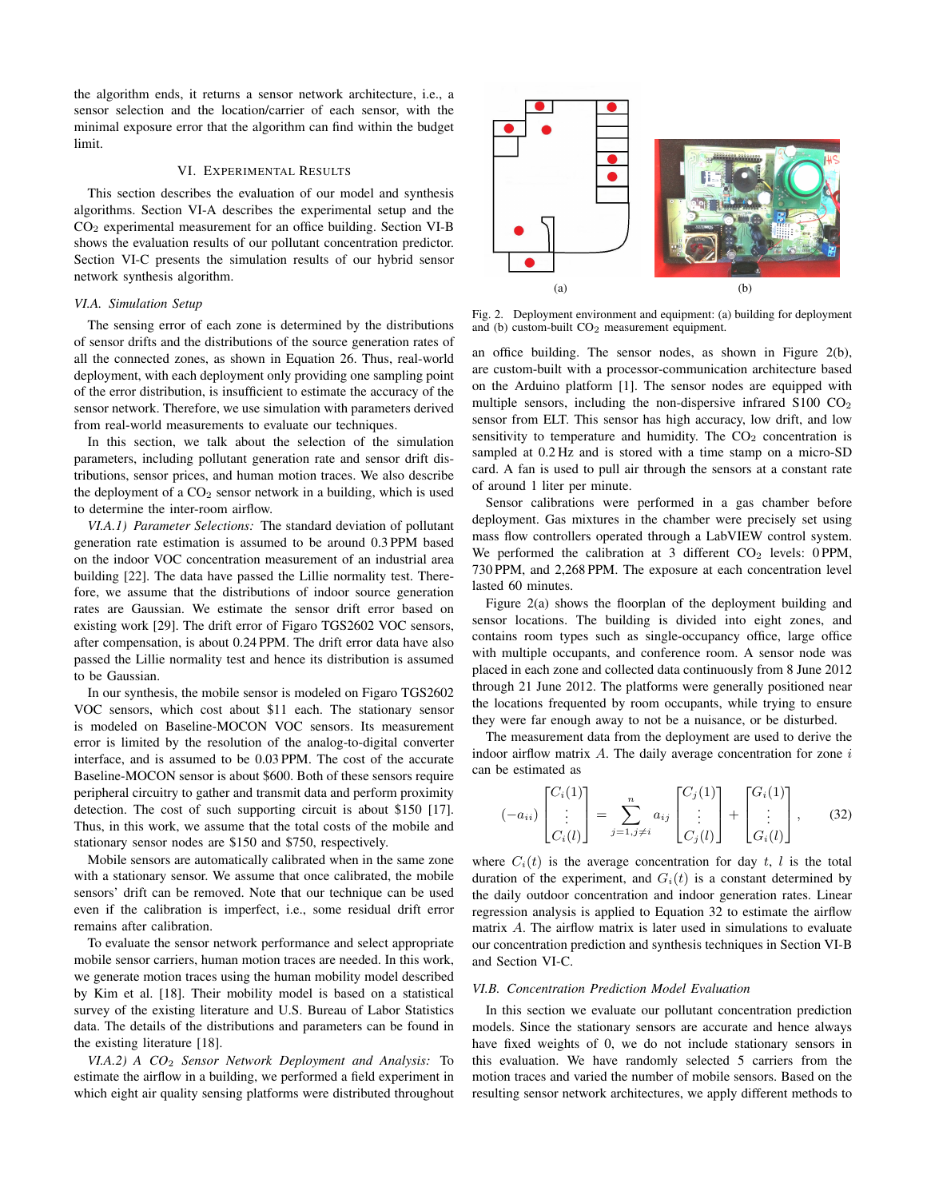the algorithm ends, it returns a sensor network architecture, i.e., a sensor selection and the location/carrier of each sensor, with the minimal exposure error that the algorithm can find within the budget limit.

## VI. Experimental Results

This section describes the evaluation of our model and synthesis algorithms. Section VI-A describes the experimental setup and the $CO_2$ experimental measurement for an office building. Section VI-B shows the evaluation results of our pollutant concentration predictor. Section VI-C presents the simulation results of our hybrid sensor network synthesis algorithm.

### *VI.A. Simulation Setup*

The sensing error of each zone is determined by the distributions of sensor drifts and the distributions of the source generation rates of all the connected zones, as shown in Equation 26. Thus, real-world deployment, with each deployment only providing one sampling point of the error distribution, is insufficient to estimate the accuracy of the sensor network. Therefore, we use simulation with parameters derived from real-world measurements to evaluate our techniques.

In this section, we talk about the selection of the simulation parameters, including pollutant generation rate and sensor drift distributions, sensor prices, and human motion traces. We also describe the deployment of a $CO_2$ sensor network in a building, which is used to determine the inter-room airflow.

*VI.A.1) Parameter Selections:* The standard deviation of pollutant generation rate estimation is assumed to be around 0.3 PPM based on the indoor VOC concentration measurement of an industrial area building [22]. The data have passed the Lillie normality test. Therefore, we assume that the distributions of indoor source generation rates are Gaussian. We estimate the sensor drift error based on existing work [29]. The drift error of Figaro TGS2602 VOC sensors, after compensation, is about 0.24 PPM. The drift error data have also passed the Lillie normality test and hence its distribution is assumed to be Gaussian.

In our synthesis, the mobile sensor is modeled on Figaro TGS2602 VOC sensors, which cost about \$11 each. The stationary sensor is modeled on Baseline-MOCON VOC sensors. Its measurement error is limited by the resolution of the analog-to-digital converter interface, and is assumed to be 0.03 PPM. The cost of the accurate Baseline-MOCON sensor is about \$600. Both of these sensors require peripheral circuitry to gather and transmit data and perform proximity detection. The cost of such supporting circuit is about \$150 [17]. Thus, in this work, we assume that the total costs of the mobile and stationary sensor nodes are \$150 and \$750, respectively.

Mobile sensors are automatically calibrated when in the same zone with a stationary sensor. We assume that once calibrated, the mobile sensors' drift can be removed. Note that our technique can be used even if the calibration is imperfect, i.e., some residual drift error remains after calibration.

To evaluate the sensor network performance and select appropriate mobile sensor carriers, human motion traces are needed. In this work, we generate motion traces using the human mobility model described by Kim et al. [18]. Their mobility model is based on a statistical survey of the existing literature and U.S. Bureau of Labor Statistics data. The details of the distributions and parameters can be found in the existing literature [18].

*VI.A.2) A $CO_2$ Sensor Network Deployment and Analysis:* To estimate the airflow in a building, we performed a field experiment in which eight air quality sensing platforms were distributed throughout an office building. The sensor nodes, as shown in Figure 2(b), are custom-built with a processor-communication architecture based on the Arduino platform [1]. The sensor nodes are equipped with multiple sensors, including the non-dispersive infrared S100 $CO_2$ sensor from ELT. This sensor has high accuracy, low drift, and low sensitivity to temperature and humidity. The $CO_2$ concentration is sampled at 0.2 Hz and is stored with a time stamp on a micro-SD card. A fan is used to pull air through the sensors at a constant rate of around 1 liter per minute.

(a) (b)

Fig. 2. Deployment environment and equipment: (a) building for deployment and (b) custom-built $CO_2$ measurement equipment.

Sensor calibrations were performed in a gas chamber before deployment. Gas mixtures in the chamber were precisely set using mass flow controllers operated through a LabVIEW control system. We performed the calibration at 3 different $CO_2$ levels: 0 PPM, 730 PPM, and 2,268 PPM. The exposure at each concentration level lasted 60 minutes.

Figure 2(a) shows the floorplan of the deployment building and sensor locations. The building is divided into eight zones, and contains room types such as single-occupancy office, large office with multiple occupants, and conference room. A sensor node was placed in each zone and collected data continuously from 8 June 2012 through 21 June 2012. The platforms were generally positioned near the locations frequented by room occupants, while trying to ensure they were far enough away to not be a nuisance, or be disturbed.

The measurement data from the deployment are used to derive the indoor airflow matrix $A$. The daily average concentration for zone $i$ can be estimated as

$$(-a_{ii})\begin{bmatrix} C_i(1) \\ \vdots \\ C_i(l) \end{bmatrix} = \sum_{j=1, j\neq i}^{n} a_{ij} \begin{bmatrix} C_j(1) \\ \vdots \\ C_j(l) \end{bmatrix} + \begin{bmatrix} G_i(1) \\ \vdots \\ G_i(l) \end{bmatrix}, \tag{32}$$

where $C_i(t)$ is the average concentration for day $t$, $l$ is the total duration of the experiment, and $G_i(t)$ is a constant determined by the daily outdoor concentration and indoor generation rates. Linear regression analysis is applied to Equation 32 to estimate the airflow matrix $A$. The airflow matrix is later used in simulations to evaluate our concentration prediction and synthesis techniques in Section VI-B and Section VI-C.

### *VI.B. Concentration Prediction Model Evaluation*

In this section we evaluate our pollutant concentration prediction models. Since the stationary sensors are accurate and hence always have fixed weights of 0, we do not include stationary sensors in this evaluation. We have randomly selected 5 carriers from the motion traces and varied the number of mobile sensors. Based on the resulting sensor network architectures, we apply different methods to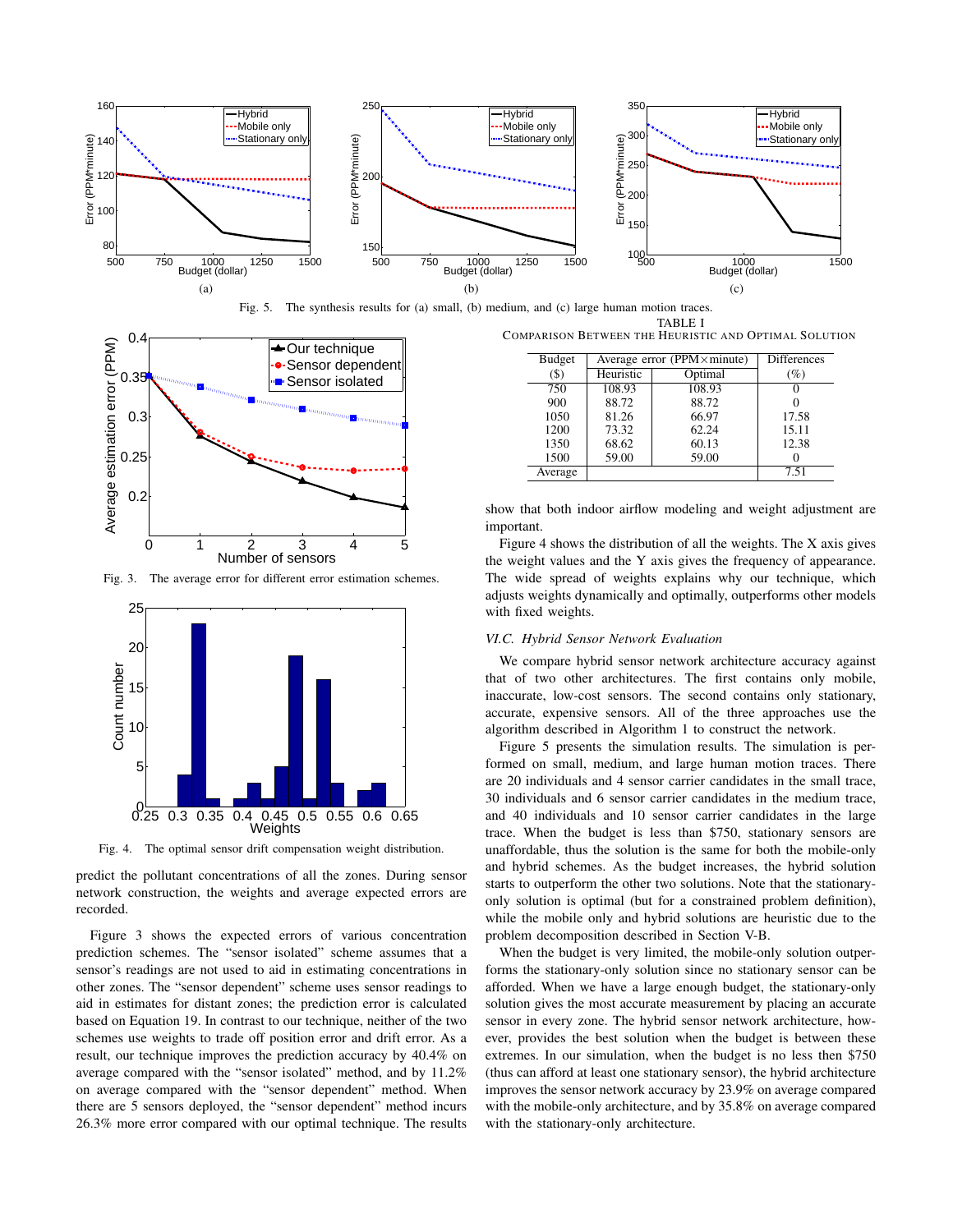Fig. 5. The synthesis results for (a) small, (b) medium, and (c) large human motion traces.

Fig. 3. The average error for different error estimation schemes.

Fig. 4. The optimal sensor drift compensation weight distribution.

predict the pollutant concentrations of all the zones. During sensor network construction, the weights and average expected errors are recorded.

Figure 3 shows the expected errors of various concentration prediction schemes. The "sensor isolated" scheme assumes that a sensor's readings are not used to aid in estimating concentrations in other zones. The "sensor dependent" scheme uses sensor readings to aid in estimates for distant zones; the prediction error is calculated based on Equation 19. In contrast to our technique, neither of the two schemes use weights to trade off position error and drift error. As a result, our technique improves the prediction accuracy by 40.4% on average compared with the "sensor isolated" method, and by 11.2% on average compared with the "sensor dependent" method. When there are 5 sensors deployed, the "sensor dependent" method incurs 26.3% more error compared with our optimal technique. The results show that both indoor airflow modeling and weight adjustment are important.

Figure 4 shows the distribution of all the weights. The X axis gives the weight values and the Y axis gives the frequency of appearance. The wide spread of weights explains why our technique, which adjusts weights dynamically and optimally, outperforms other models with fixed weights.

TABLE I
COMPARISON BETWEEN THE HEURISTIC AND OPTIMAL SOLUTION

| Budget ($) | Average error (PPM×minute) Heuristic | Optimal | Differences (%) |
|---|---|---|---|
| 750 | 108.93 | 108.93 | 0 |
| 900 | 88.72 | 88.72 | 0 |
| 1050 | 81.26 | 66.97 | 17.58 |
| 1200 | 73.32 | 62.24 | 15.11 |
| 1350 | 68.62 | 60.13 | 12.38 |
| 1500 | 59.00 | 59.00 | 0 |
| Average | | | 7.51 |

### *VI.C. Hybrid Sensor Network Evaluation*

We compare hybrid sensor network architecture accuracy against that of two other architectures. The first contains only mobile, inaccurate, low-cost sensors. The second contains only stationary, accurate, expensive sensors. All of the three approaches use the algorithm described in Algorithm 1 to construct the network.

Figure 5 presents the simulation results. The simulation is performed on small, medium, and large human motion traces. There are 20 individuals and 4 sensor carrier candidates in the small trace, 30 individuals and 6 sensor carrier candidates in the medium trace, and 40 individuals and 10 sensor carrier candidates in the large trace. When the budget is less than $750, stationary sensors are unaffordable, thus the solution is the same for both the mobile-only and hybrid schemes. As the budget increases, the hybrid solution starts to outperform the other two solutions. Note that the stationary-only solution is optimal (but for a constrained problem definition), while the mobile only and hybrid solutions are heuristic due to the problem decomposition described in Section V-B.

When the budget is very limited, the mobile-only solution outperforms the stationary-only solution since no stationary sensor can be afforded. When we have a large enough budget, the stationary-only solution gives the most accurate measurement by placing an accurate sensor in every zone. The hybrid sensor network architecture, however, provides the best solution when the budget is between these extremes. In our simulation, when the budget is no less then $750 (thus can afford at least one stationary sensor), the hybrid architecture improves the sensor network accuracy by 23.9% on average compared with the mobile-only architecture, and by 35.8% on average compared with the stationary-only architecture.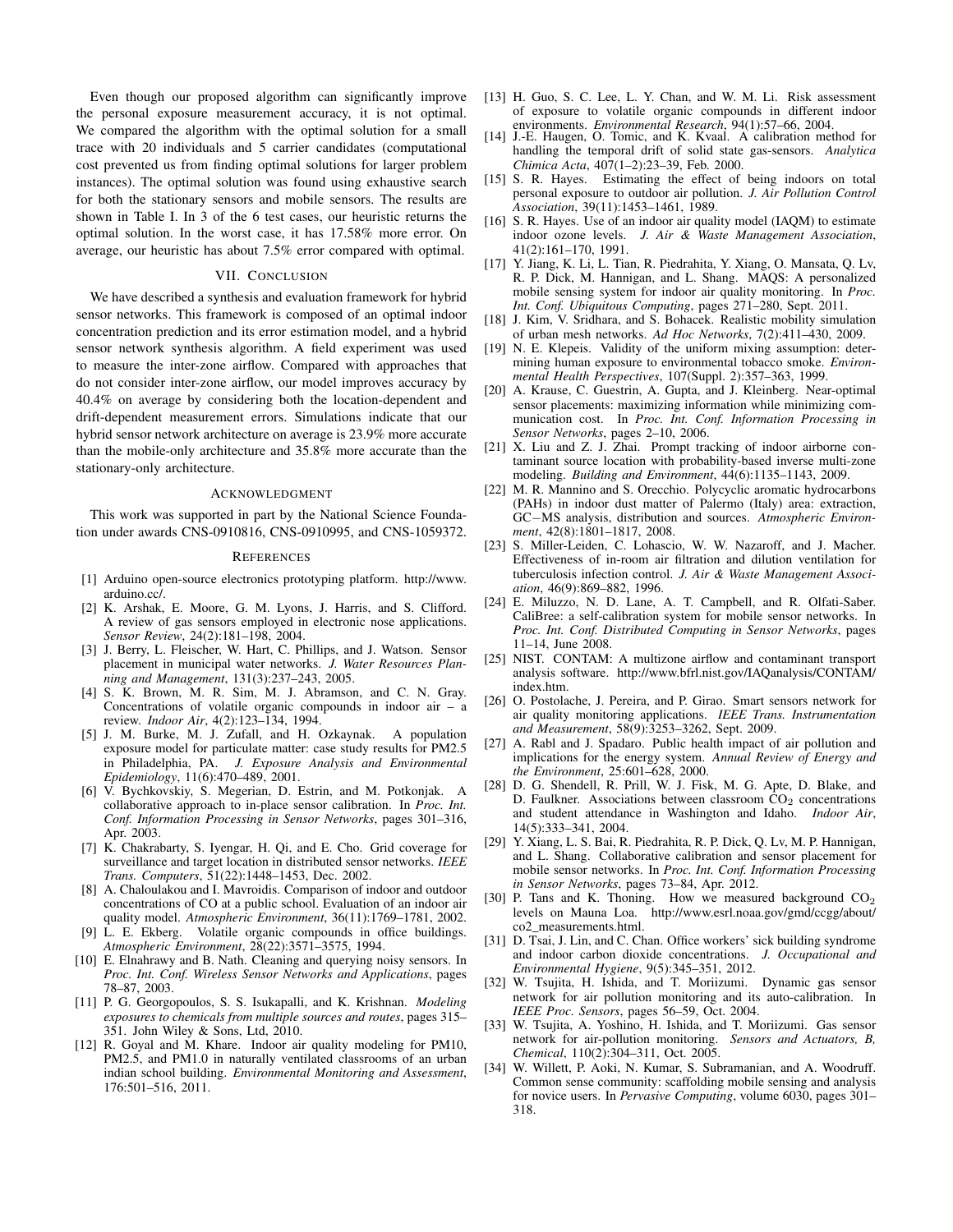Even though our proposed algorithm can significantly improve the personal exposure measurement accuracy, it is not optimal. We compared the algorithm with the optimal solution for a small trace with 20 individuals and 5 carrier candidates (computational cost prevented us from finding optimal solutions for larger problem instances). The optimal solution was found using exhaustive search for both the stationary sensors and mobile sensors. The results are shown in Table I. In 3 of the 6 test cases, our heuristic returns the optimal solution. In the worst case, it has 17.58% more error. On average, our heuristic has about 7.5% error compared with optimal.

## VII. Conclusion

We have described a synthesis and evaluation framework for hybrid sensor networks. This framework is composed of an optimal indoor concentration prediction and its error estimation model, and a hybrid sensor network synthesis algorithm. A field experiment was used to measure the inter-zone airflow. Compared with approaches that do not consider inter-zone airflow, our model improves accuracy by 40.4% on average by considering both the location-dependent and drift-dependent measurement errors. Simulations indicate that our hybrid sensor network architecture on average is 23.9% more accurate than the mobile-only architecture and 35.8% more accurate than the stationary-only architecture.

## Acknowledgment

This work was supported in part by the National Science Foundation under awards CNS-0910816, CNS-0910995, and CNS-1059372.

## References

[1] Arduino open-source electronics prototyping platform. http://www.arduino.cc/.

[2] K. Arshak, E. Moore, G. M. Lyons, J. Harris, and S. Clifford. A review of gas sensors employed in electronic nose applications. *Sensor Review*, 24(2):181–198, 2004.

[3] J. Berry, L. Fleischer, W. Hart, C. Phillips, and J. Watson. Sensor placement in municipal water networks. *J. Water Resources Planning and Management*, 131(3):237–243, 2005.

[4] S. K. Brown, M. R. Sim, M. J. Abramson, and C. N. Gray. Concentrations of volatile organic compounds in indoor air – a review. *Indoor Air*, 4(2):123–134, 1994.

[5] J. M. Burke, M. J. Zufall, and H. Ozkaynak. A population exposure model for particulate matter: case study results for PM2.5 in Philadelphia, PA. *J. Exposure Analysis and Environmental Epidemiology*, 11(6):470–489, 2001.

[6] V. Bychkovskiy, S. Megerian, D. Estrin, and M. Potkonjak. A collaborative approach to in-place sensor calibration. In *Proc. Int. Conf. Information Processing in Sensor Networks*, pages 301–316, Apr. 2003.

[7] K. Chakrabarty, S. Iyengar, H. Qi, and E. Cho. Grid coverage for surveillance and target location in distributed sensor networks. *IEEE Trans. Computers*, 51(22):1448–1453, Dec. 2002.

[8] A. Chaloulakou and I. Mavroidis. Comparison of indoor and outdoor concentrations of CO at a public school. Evaluation of an indoor air quality model. *Atmospheric Environment*, 36(11):1769–1781, 2002.

[9] L. E. Ekberg. Volatile organic compounds in office buildings. *Atmospheric Environment*, 28(22):3571–3575, 1994.

[10] E. Elnahrawy and B. Nath. Cleaning and querying noisy sensors. In *Proc. Int. Conf. Wireless Sensor Networks and Applications*, pages 78–87, 2003.

[11] P. G. Georgopoulos, S. S. Isukapalli, and K. Krishnan. *Modeling exposures to chemicals from multiple sources and routes*, pages 315–351. John Wiley & Sons, Ltd, 2010.

[12] R. Goyal and M. Khare. Indoor air quality modeling for PM10, PM2.5, and PM1.0 in naturally ventilated classrooms of an urban indian school building. *Environmental Monitoring and Assessment*, 176:501–516, 2011.

[13] H. Guo, S. C. Lee, L. Y. Chan, and W. M. Li. Risk assessment of exposure to volatile organic compounds in different indoor environments. *Environmental Research*, 94(1):57–66, 2004.

[14] J.-E. Haugen, O. Tomic, and K. Kvaal. A calibration method for handling the temporal drift of solid state gas-sensors. *Analytica Chimica Acta*, 407(1–2):23–39, Feb. 2000.

[15] S. R. Hayes. Estimating the effect of being indoors on total personal exposure to outdoor air pollution. *J. Air Pollution Control Association*, 39(11):1453–1461, 1989.

[16] S. R. Hayes. Use of an indoor air quality model (IAQM) to estimate indoor ozone levels. *J. Air & Waste Management Association*, 41(2):161–170, 1991.

[17] Y. Jiang, K. Li, L. Tian, R. Piedrahita, Y. Xiang, O. Mansata, Q. Lv, R. P. Dick, M. Hannigan, and L. Shang. MAQS: A personalized mobile sensing system for indoor air quality monitoring. In *Proc. Int. Conf. Ubiquitous Computing*, pages 271–280, Sept. 2011.

[18] J. Kim, V. Sridhara, and S. Bohacek. Realistic mobility simulation of urban mesh networks. *Ad Hoc Networks*, 7(2):411–430, 2009.

[19] N. E. Klepeis. Validity of the uniform mixing assumption: determining human exposure to environmental tobacco smoke. *Environmental Health Perspectives*, 107(Suppl. 2):357–363, 1999.

[20] A. Krause, C. Guestrin, A. Gupta, and J. Kleinberg. Near-optimal sensor placements: maximizing information while minimizing communication cost. In *Proc. Int. Conf. Information Processing in Sensor Networks*, pages 2–10, 2006.

[21] X. Liu and Z. J. Zhai. Prompt tracking of indoor airborne contaminant source location with probability-based inverse multi-zone modeling. *Building and Environment*, 44(6):1135–1143, 2009.

[22] M. R. Mannino and S. Orecchio. Polycyclic aromatic hydrocarbons (PAHs) in indoor dust matter of Palermo (Italy) area: extraction, GC−MS analysis, distribution and sources. *Atmospheric Environment*, 42(8):1801–1817, 2008.

[23] S. Miller-Leiden, C. Lohascio, W. W. Nazaroff, and J. Macher. Effectiveness of in-room air filtration and dilution ventilation for tuberculosis infection control. *J. Air & Waste Management Association*, 46(9):869–882, 1996.

[24] E. Miluzzo, N. D. Lane, A. T. Campbell, and R. Olfati-Saber. CaliBree: a self-calibration system for mobile sensor networks. In *Proc. Int. Conf. Distributed Computing in Sensor Networks*, pages 11–14, June 2008.

[25] NIST. CONTAM: A multizone airflow and contaminant transport analysis software. http://www.bfrl.nist.gov/IAQanalysis/CONTAM/index.htm.

[26] O. Postolache, J. Pereira, and P. Girao. Smart sensors network for air quality monitoring applications. *IEEE Trans. Instrumentation and Measurement*, 58(9):3253–3262, Sept. 2009.

[27] A. Rabl and J. Spadaro. Public health impact of air pollution and implications for the energy system. *Annual Review of Energy and the Environment*, 25:601–628, 2000.

[28] D. G. Shendell, R. Prill, W. J. Fisk, M. G. Apte, D. Blake, and D. Faulkner. Associations between classroom $CO_2$ concentrations and student attendance in Washington and Idaho. *Indoor Air*, 14(5):333–341, 2004.

[29] Y. Xiang, L. S. Bai, R. Piedrahita, R. P. Dick, Q. Lv, M. P. Hannigan, and L. Shang. Collaborative calibration and sensor placement for mobile sensor networks. In *Proc. Int. Conf. Information Processing in Sensor Networks*, pages 73–84, Apr. 2012.

[30] P. Tans and K. Thoning. How we measure background $CO_2$ levels on Mauna Loa. http://www.esrl.noaa.gov/gmd/ccgg/about/co2_measurements.html.

[31] D. Tsai, J. Lin, and C. Chan. Office workers' sick building syndrome and indoor carbon dioxide concentrations. *J. Occupational and Environmental Hygiene*, 9(5):345–351, 2012.

[32] W. Tsujita, H. Ishida, and T. Moriizumi. Dynamic gas sensor network for air pollution monitoring and its auto-calibration. In *IEEE Proc. Sensors*, pages 56–59, Oct. 2004.

[33] W. Tsujita, A. Yoshino, H. Ishida, and T. Moriizumi. Gas sensor network for air-pollution monitoring. *Sensors and Actuators, B, Chemical*, 110(2):304–311, Oct. 2005.

[34] W. Willett, P. Aoki, N. Kumar, S. Subramanian, and A. Woodruff. Common sense community: scaffolding mobile sensing and analysis for novice users. In *Pervasive Computing*, volume 6030, pages 301–318.